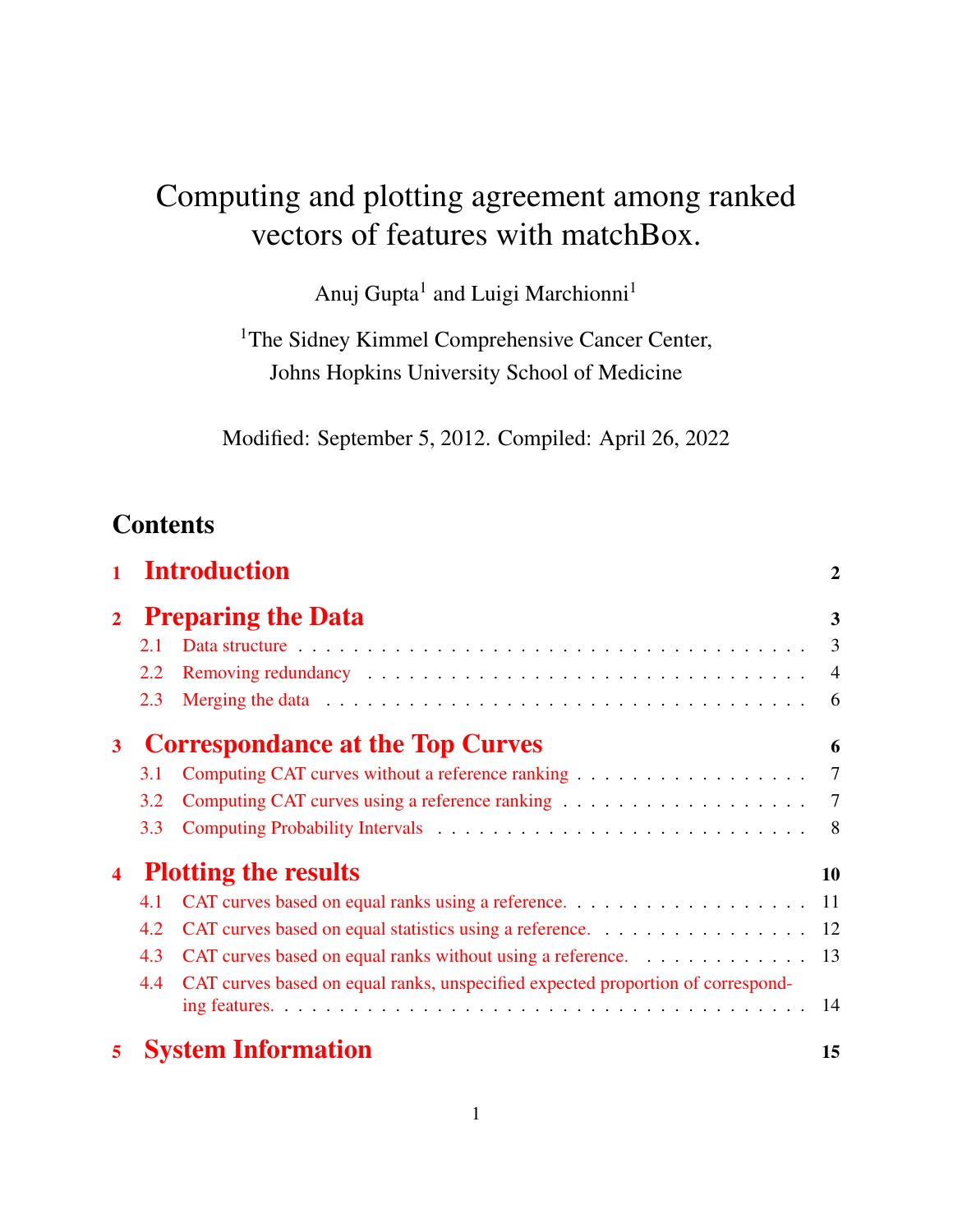# Computing and plotting agreement among ranked vectors of features with matchBox.

Anuj Gupta[1] and Luigi Marchionni[1]

[1]The Sidney Kimmel Comprehensive Cancer Center, Johns Hopkins University School of Medicine

Modified: September 5, 2012. Compiled: April 26, 2022

## Contents

1 Introduction 2

2 Preparing the Data 3
- 2.1 Data structure 3
- 2.2 Removing redundancy 4
- 2.3 Merging the data 6

3 Correspondance at the Top Curves 6
- 3.1 Computing CAT curves without a reference ranking 7
- 3.2 Computing CAT curves using a reference ranking 7
- 3.3 Computing Probability Intervals 8

4 Plotting the results 10
- 4.1 CAT curves based on equal ranks using a reference. 11
- 4.2 CAT curves based on equal statistics using a reference. 12
- 4.3 CAT curves based on equal ranks without using a reference. 13
- 4.4 CAT curves based on equal ranks, unspecified expected proportion of corresponding features. 14

5 System Information 15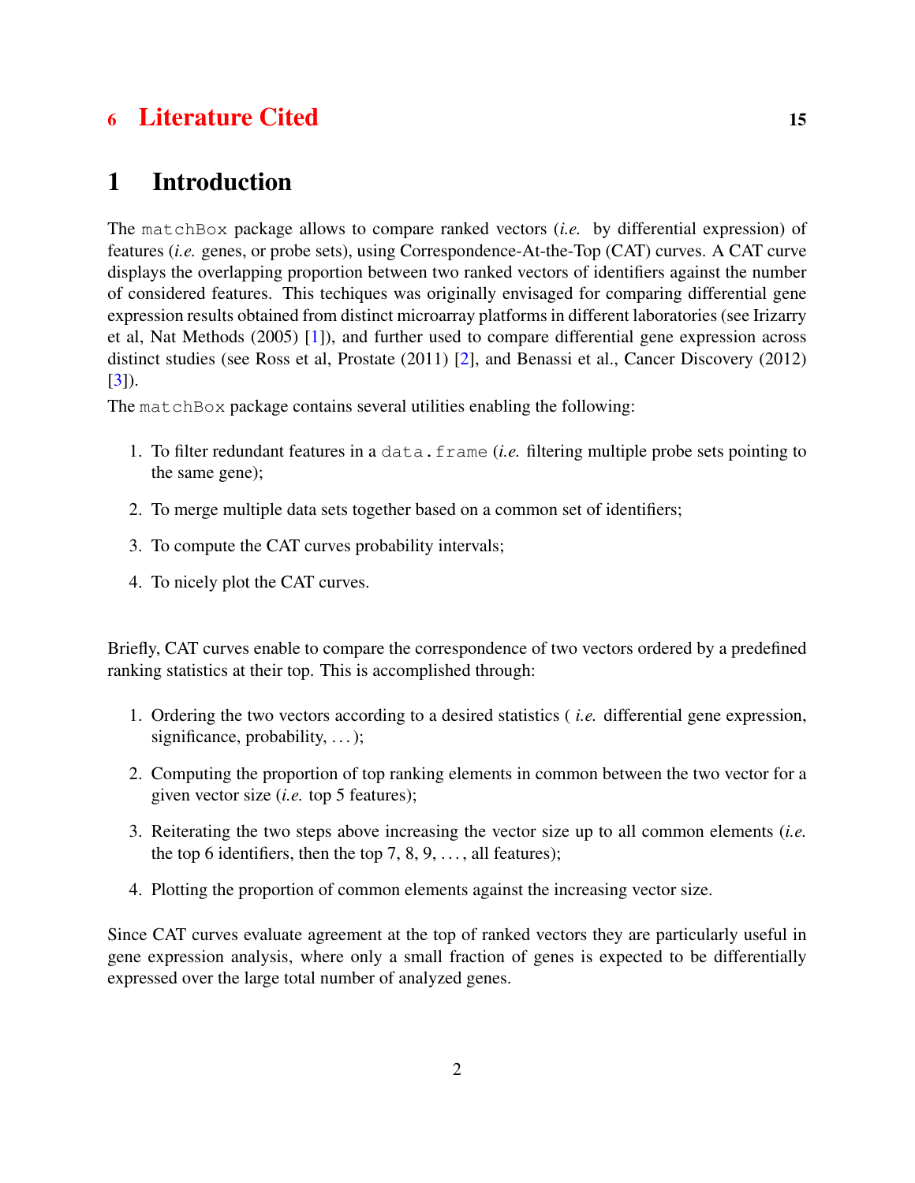6 Literature Cited 15

# 1 Introduction

The matchBox package allows to compare ranked vectors (*i.e.* by differential expression) of features (*i.e.* genes, or probe sets), using Correspondence-At-the-Top (CAT) curves. A CAT curve displays the overlapping proportion between two ranked vectors of identifiers against the number of considered features. This techiques was originally envisaged for comparing differential gene expression results obtained from distinct microarray platforms in different laboratories (see Irizarry et al, Nat Methods (2005) [1]), and further used to compare differential gene expression across distinct studies (see Ross et al, Prostate (2011) [2], and Benassi et al., Cancer Discovery (2012) [3]).

The matchBox package contains several utilities enabling the following:

1. To filter redundant features in a data.frame (*i.e.* filtering multiple probe sets pointing to the same gene);
2. To merge multiple data sets together based on a common set of identifiers;
3. To compute the CAT curves probability intervals;
4. To nicely plot the CAT curves.

Briefly, CAT curves enable to compare the correspondence of two vectors ordered by a predefined ranking statistics at their top. This is accomplished through:

1. Ordering the two vectors according to a desired statistics ( *i.e.* differential gene expression, significance, probability, . . . );
2. Computing the proportion of top ranking elements in common between the two vector for a given vector size (*i.e.* top 5 features);
3. Reiterating the two steps above increasing the vector size up to all common elements (*i.e.* the top 6 identifiers, then the top 7, 8, 9, . . . , all features);
4. Plotting the proportion of common elements against the increasing vector size.

Since CAT curves evaluate agreement at the top of ranked vectors they are particularly useful in gene expression analysis, where only a small fraction of genes is expected to be differentially expressed over the large total number of analyzed genes.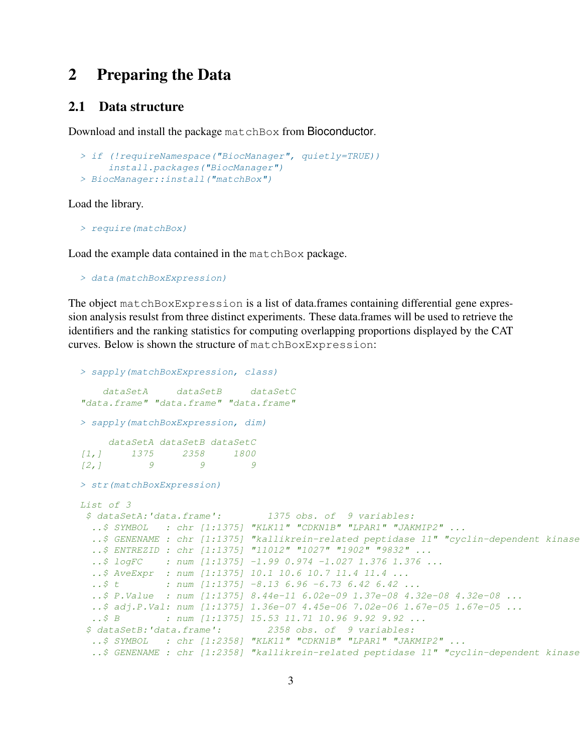# 2 Preparing the Data

## 2.1 Data structure

Download and install the package matchBox from Bioconductor.

```
> if (!requireNamespace("BiocManager", quietly=TRUE))
     install.packages("BiocManager")
> BiocManager::install("matchBox")
```

Load the library.

```
> require(matchBox)
```

Load the example data contained in the matchBox package.

```
> data(matchBoxExpression)
```

The object matchBoxExpression is a list of data.frames containing differential gene expression analysis resulst from three distinct experiments. These data.frames will be used to retrieve the identifiers and the ranking statistics for computing overlapping proportions displayed by the CAT curves. Below is shown the structure of matchBoxExpression:

```
> sapply(matchBoxExpression, class)

    dataSetA     dataSetB     dataSetC
"data.frame" "data.frame" "data.frame"

> sapply(matchBoxExpression, dim)

     dataSetA dataSetB dataSetC
[1,]     1375     2358     1800
[2,]        9        9        9

> str(matchBoxExpression)

List of 3
 $ dataSetA:'data.frame':        1375 obs. of  9 variables:
  ..$ SYMBOL   : chr [1:1375] "KLK11" "CDKN1B" "LPAR1" "JAKMIP2" ...
  ..$ GENENAME : chr [1:1375] "kallikrein-related peptidase 11" "cyclin-dependent kinase
  ..$ ENTREZID : chr [1:1375] "11012" "1027" "1902" "9832" ...
  ..$ logFC    : num [1:1375] -1.99 0.974 -1.027 1.376 1.376 ...
  ..$ AveExpr  : num [1:1375] 10.1 10.6 10.7 11.4 11.4 ...
  ..$ t        : num [1:1375] -8.13 6.96 -6.73 6.42 6.42 ...
  ..$ P.Value  : num [1:1375] 8.44e-11 6.02e-09 1.37e-08 4.32e-08 4.32e-08 ...
  ..$ adj.P.Val: num [1:1375] 1.36e-07 4.45e-06 7.02e-06 1.67e-05 1.67e-05 ...
  ..$ B        : num [1:1375] 15.53 11.71 10.96 9.92 9.92 ...
 $ dataSetB:'data.frame':        2358 obs. of  9 variables:
  ..$ SYMBOL   : chr [1:2358] "KLK11" "CDKN1B" "LPAR1" "JAKMIP2" ...
  ..$ GENENAME : chr [1:2358] "kallikrein-related peptidase 11" "cyclin-dependent kinase
```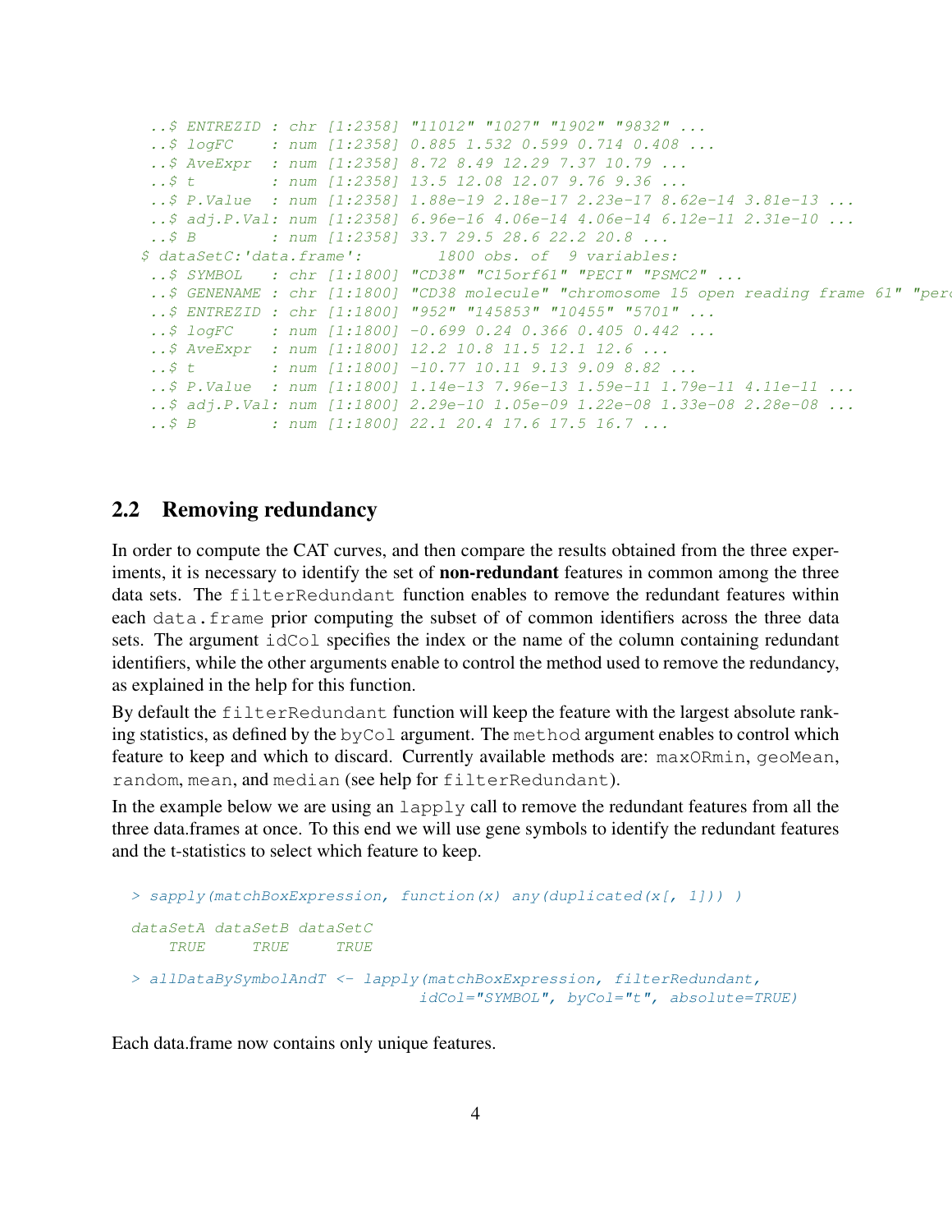```
  ..$ ENTREZID : chr [1:2358] "11012" "1027" "1902" "9832" ...
  ..$ logFC    : num [1:2358] 0.885 1.532 0.599 0.714 0.408 ...
  ..$ AveExpr  : num [1:2358] 8.72 8.49 12.29 7.37 10.79 ...
  ..$ t        : num [1:2358] 13.5 12.08 12.07 9.76 9.36 ...
  ..$ P.Value  : num [1:2358] 1.88e-19 2.18e-17 2.23e-17 8.62e-14 3.81e-13 ...
  ..$ adj.P.Val: num [1:2358] 6.96e-16 4.06e-14 4.06e-14 6.12e-11 2.31e-10 ...
  ..$ B        : num [1:2358] 33.7 29.5 28.6 22.2 20.8 ...
 $ dataSetC:'data.frame':        1800 obs. of  9 variables:
  ..$ SYMBOL   : chr [1:1800] "CD38" "C15orf61" "PECI" "PSMC2" ...
  ..$ GENENAME : chr [1:1800] "CD38 molecule" "chromosome 15 open reading frame 61" "per
  ..$ ENTREZID : chr [1:1800] "952" "145853" "10455" "5701" ...
  ..$ logFC    : num [1:1800] -0.699 0.24 0.366 0.405 0.442 ...
  ..$ AveExpr  : num [1:1800] 12.2 10.8 11.5 12.1 12.6 ...
  ..$ t        : num [1:1800] -10.77 10.11 9.13 9.09 8.82 ...
  ..$ P.Value  : num [1:1800] 1.14e-13 7.96e-13 1.59e-11 1.79e-11 4.11e-11 ...
  ..$ adj.P.Val: num [1:1800] 2.29e-10 1.05e-09 1.22e-08 1.33e-08 2.28e-08 ...
  ..$ B        : num [1:1800] 22.1 20.4 17.6 17.5 16.7 ...
```

## 2.2 Removing redundancy

In order to compute the CAT curves, and then compare the results obtained from the three experiments, it is necessary to identify the set of **non-redundant** features in common among the three data sets. The `filterRedundant` function enables to remove the redundant features within each `data.frame` prior computing the subset of of common identifiers across the three data sets. The argument `idCol` specifies the index or the name of the column containing redundant identifiers, while the other arguments enable to control the method used to remove the redundancy, as explained in the help for this function.

By default the `filterRedundant` function will keep the feature with the largest absolute ranking statistics, as defined by the `byCol` argument. The `method` argument enables to control which feature to keep and which to discard. Currently available methods are: `maxORmin`, `geoMean`, `random`, `mean`, and `median` (see help for `filterRedundant`).

In the example below we are using an `lapply` call to remove the redundant features from all the three data.frames at once. To this end we will use gene symbols to identify the redundant features and the t-statistics to select which feature to keep.

```
> sapply(matchBoxExpression, function(x) any(duplicated(x[, 1])) )

dataSetA dataSetB dataSetC
    TRUE     TRUE     TRUE

> allDataBySymbolAndT <- lapply(matchBoxExpression, filterRedundant,
                                idCol="SYMBOL", byCol="t", absolute=TRUE)
```

Each data.frame now contains only unique features.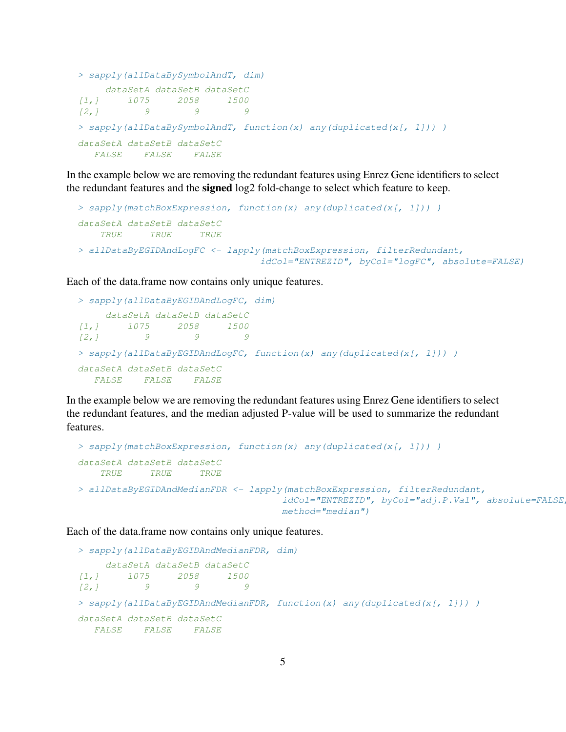```
> sapply(allDataBySymbolAndT, dim)

     dataSetA dataSetB dataSetC
[1,]     1075     2058     1500
[2,]        9        9        9

> sapply(allDataBySymbolAndT, function(x) any(duplicated(x[, 1])) )

dataSetA dataSetB dataSetC
   FALSE    FALSE    FALSE
```

In the example below we are removing the redundant features using Enrez Gene identifiers to select the redundant features and the **signed** log2 fold-change to select which feature to keep.

```
> sapply(matchBoxExpression, function(x) any(duplicated(x[, 1])) )

dataSetA dataSetB dataSetC
    TRUE     TRUE     TRUE

> allDataByEGIDAndLogFC <- lapply(matchBoxExpression, filterRedundant,
                                  idCol="ENTREZID", byCol="logFC", absolute=FALSE)
```

Each of the data.frame now contains only unique features.

```
> sapply(allDataByEGIDAndLogFC, dim)

     dataSetA dataSetB dataSetC
[1,]     1075     2058     1500
[2,]        9        9        9

> sapply(allDataByEGIDAndLogFC, function(x) any(duplicated(x[, 1])) )

dataSetA dataSetB dataSetC
   FALSE    FALSE    FALSE
```

In the example below we are removing the redundant features using Enrez Gene identifiers to select the redundant features, and the median adjusted P-value will be used to summarize the redundant features.

```
> sapply(matchBoxExpression, function(x) any(duplicated(x[, 1])) )

dataSetA dataSetB dataSetC
    TRUE     TRUE     TRUE

> allDataByEGIDAndMedianFDR <- lapply(matchBoxExpression, filterRedundant,
                                      idCol="ENTREZID", byCol="adj.P.Val", absolute=FALSE,
                                      method="median")
```

Each of the data.frame now contains only unique features.

```
> sapply(allDataByEGIDAndMedianFDR, dim)

     dataSetA dataSetB dataSetC
[1,]     1075     2058     1500
[2,]        9        9        9

> sapply(allDataByEGIDAndMedianFDR, function(x) any(duplicated(x[, 1])) )

dataSetA dataSetB dataSetC
   FALSE    FALSE    FALSE
```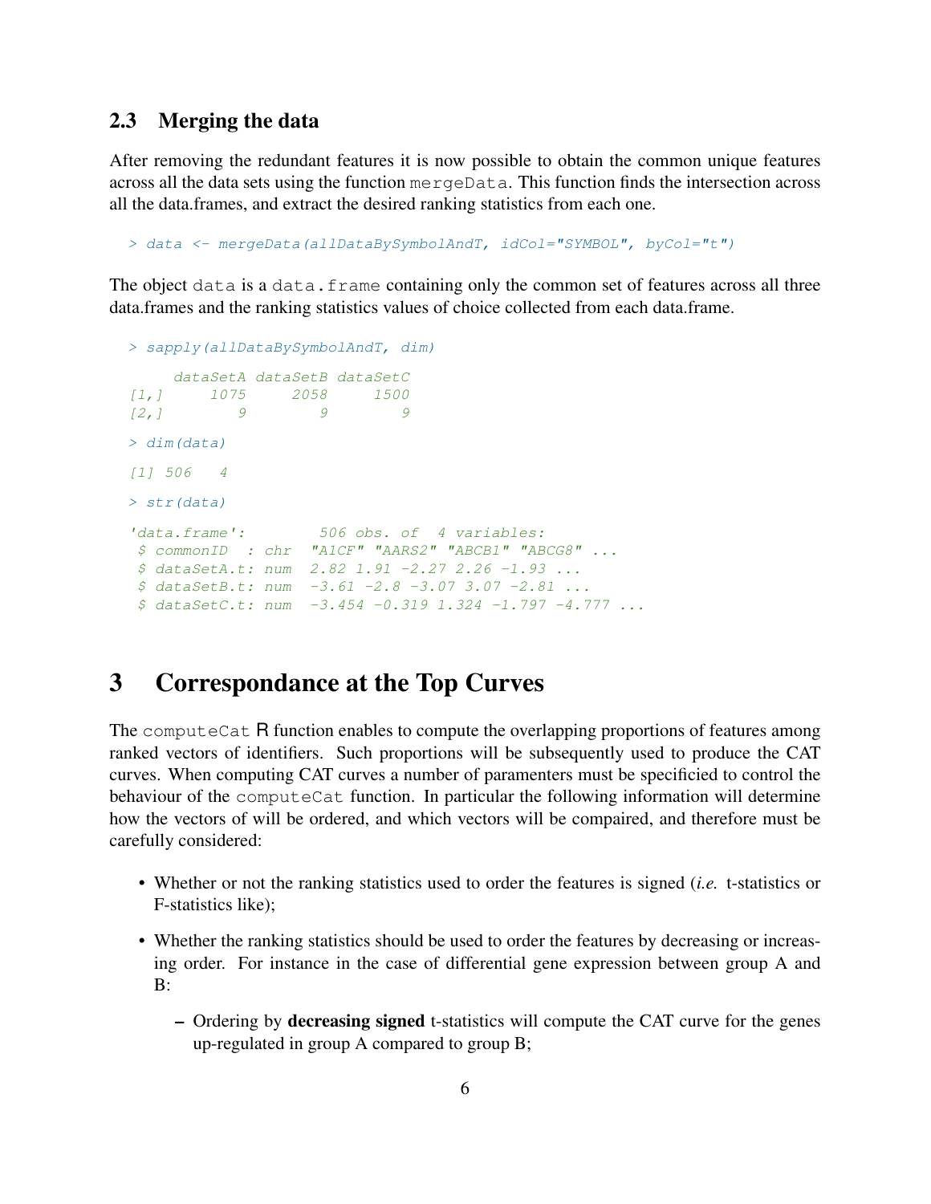## 2.3 Merging the data

After removing the redundant features it is now possible to obtain the common unique features across all the data sets using the function `mergeData`. This function finds the intersection across all the data.frames, and extract the desired ranking statistics from each one.

```
> data <- mergeData(allDataBySymbolAndT, idCol="SYMBOL", byCol="t")
```

The object `data` is a `data.frame` containing only the common set of features across all three data.frames and the ranking statistics values of choice collected from each data.frame.

```
> sapply(allDataBySymbolAndT, dim)

     dataSetA dataSetB dataSetC
[1,]     1075     2058     1500
[2,]        9        9        9

> dim(data)

[1] 506   4

> str(data)

'data.frame':         506 obs. of  4 variables:
 $ commonID  : chr  "A1CF" "AARS2" "ABCB1" "ABCG8" ...
 $ dataSetA.t: num  2.82 1.91 -2.27 2.26 -1.93 ...
 $ dataSetB.t: num  -3.61 -2.8 -3.07 3.07 -2.81 ...
 $ dataSetC.t: num  -3.454 -0.319 1.324 -1.797 -4.777 ...
```

# 3 Correspondance at the Top Curves

The `computeCat` R function enables to compute the overlapping proportions of features among ranked vectors of identifiers. Such proportions will be subsequently used to produce the CAT curves. When computing CAT curves a number of paramenters must be specificied to control the behaviour of the `computeCat` function. In particular the following information will determine how the vectors of will be ordered, and which vectors will be compaired, and therefore must be carefully considered:

- Whether or not the ranking statistics used to order the features is signed (*i.e.* t-statistics or F-statistics like);
- Whether the ranking statistics should be used to order the features by decreasing or increasing order. For instance in the case of differential gene expression between group A and B:
  - Ordering by **decreasing signed** t-statistics will compute the CAT curve for the genes up-regulated in group A compared to group B;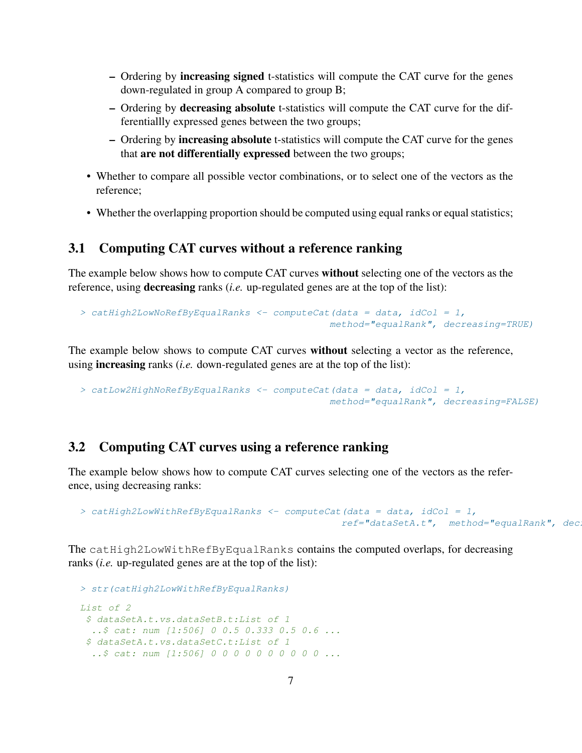- Ordering by **increasing signed** t-statistics will compute the CAT curve for the genes down-regulated in group A compared to group B;
  - Ordering by **decreasing absolute** t-statistics will compute the CAT curve for the differentiallly expressed genes between the two groups;
  - Ordering by **increasing absolute** t-statistics will compute the CAT curve for the genes that **are not differentially expressed** between the two groups;

- Whether to compare all possible vector combinations, or to select one of the vectors as the reference;
- Whether the overlapping proportion should be computed using equal ranks or equal statistics;

## 3.1 Computing CAT curves without a reference ranking

The example below shows how to compute CAT curves **without** selecting one of the vectors as the reference, using **decreasing** ranks (*i.e.* up-regulated genes are at the top of the list):

```
> catHigh2LowNoRefByEqualRanks <- computeCat(data = data, idCol = 1,
                                             method="equalRank", decreasing=TRUE)
```

The example below shows to compute CAT curves **without** selecting a vector as the reference, using **increasing** ranks (*i.e.* down-regulated genes are at the top of the list):

```
> catLow2HighNoRefByEqualRanks <- computeCat(data = data, idCol = 1,
                                             method="equalRank", decreasing=FALSE)
```

## 3.2 Computing CAT curves using a reference ranking

The example below shows how to compute CAT curves selecting one of the vectors as the reference, using decreasing ranks:

```
> catHigh2LowWithRefByEqualRanks <- computeCat(data = data, idCol = 1,
                                               ref="dataSetA.t",  method="equalRank", dec
```

The catHigh2LowWithRefByEqualRanks contains the computed overlaps, for decreasing ranks (*i.e.* up-regulated genes are at the top of the list):

```
> str(catHigh2LowWithRefByEqualRanks)

List of 2
 $ dataSetA.t.vs.dataSetB.t:List of 1
  ..$ cat: num [1:506] 0 0.5 0.333 0.5 0.6 ...
 $ dataSetA.t.vs.dataSetC.t:List of 1
  ..$ cat: num [1:506] 0 0 0 0 0 0 0 0 0 0 ...
```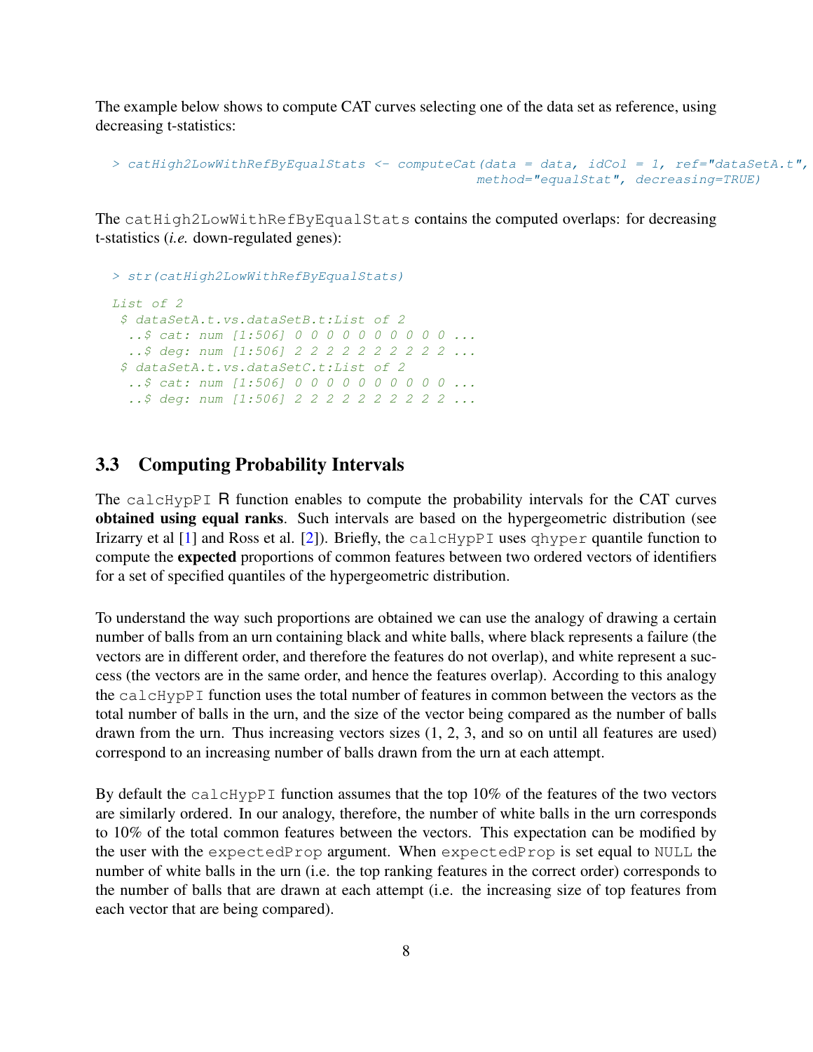The example below shows to compute CAT curves selecting one of the data set as reference, using decreasing t-statistics:

```
> catHigh2LowWithRefByEqualStats <- computeCat(data = data, idCol = 1, ref="dataSetA.t",
                                              method="equalStat", decreasing=TRUE)
```

The catHigh2LowWithRefByEqualStats contains the computed overlaps: for decreasing t-statistics (*i.e.* down-regulated genes):

```
> str(catHigh2LowWithRefByEqualStats)

List of 2
 $ dataSetA.t.vs.dataSetB.t:List of 2
  ..$ cat: num [1:506] 0 0 0 0 0 0 0 0 0 0 ...
  ..$ deg: num [1:506] 2 2 2 2 2 2 2 2 2 2 ...
 $ dataSetA.t.vs.dataSetC.t:List of 2
  ..$ cat: num [1:506] 0 0 0 0 0 0 0 0 0 0 ...
  ..$ deg: num [1:506] 2 2 2 2 2 2 2 2 2 2 ...
```

## 3.3 Computing Probability Intervals

The calcHypPI R function enables to compute the probability intervals for the CAT curves **obtained using equal ranks**. Such intervals are based on the hypergeometric distribution (see Irizarry et al [1] and Ross et al. [2]). Briefly, the calcHypPI uses qhyper quantile function to compute the **expected** proportions of common features between two ordered vectors of identifiers for a set of specified quantiles of the hypergeometric distribution.

To understand the way such proportions are obtained we can use the analogy of drawing a certain number of balls from an urn containing black and white balls, where black represents a failure (the vectors are in different order, and therefore the features do not overlap), and white represent a success (the vectors are in the same order, and hence the features overlap). According to this analogy the calcHypPI function uses the total number of features in common between the vectors as the total number of balls in the urn, and the size of the vector being compared as the number of balls drawn from the urn. Thus increasing vectors sizes (1, 2, 3, and so on until all features are used) correspond to an increasing number of balls drawn from the urn at each attempt.

By default the calcHypPI function assumes that the top 10% of the features of the two vectors are similarly ordered. In our analogy, therefore, the number of white balls in the urn corresponds to 10% of the total common features between the vectors. This expectation can be modified by the user with the expectedProp argument. When expectedProp is set equal to NULL the number of white balls in the urn (i.e. the top ranking features in the correct order) corresponds to the number of balls that are drawn at each attempt (i.e. the increasing size of top features from each vector that are being compared).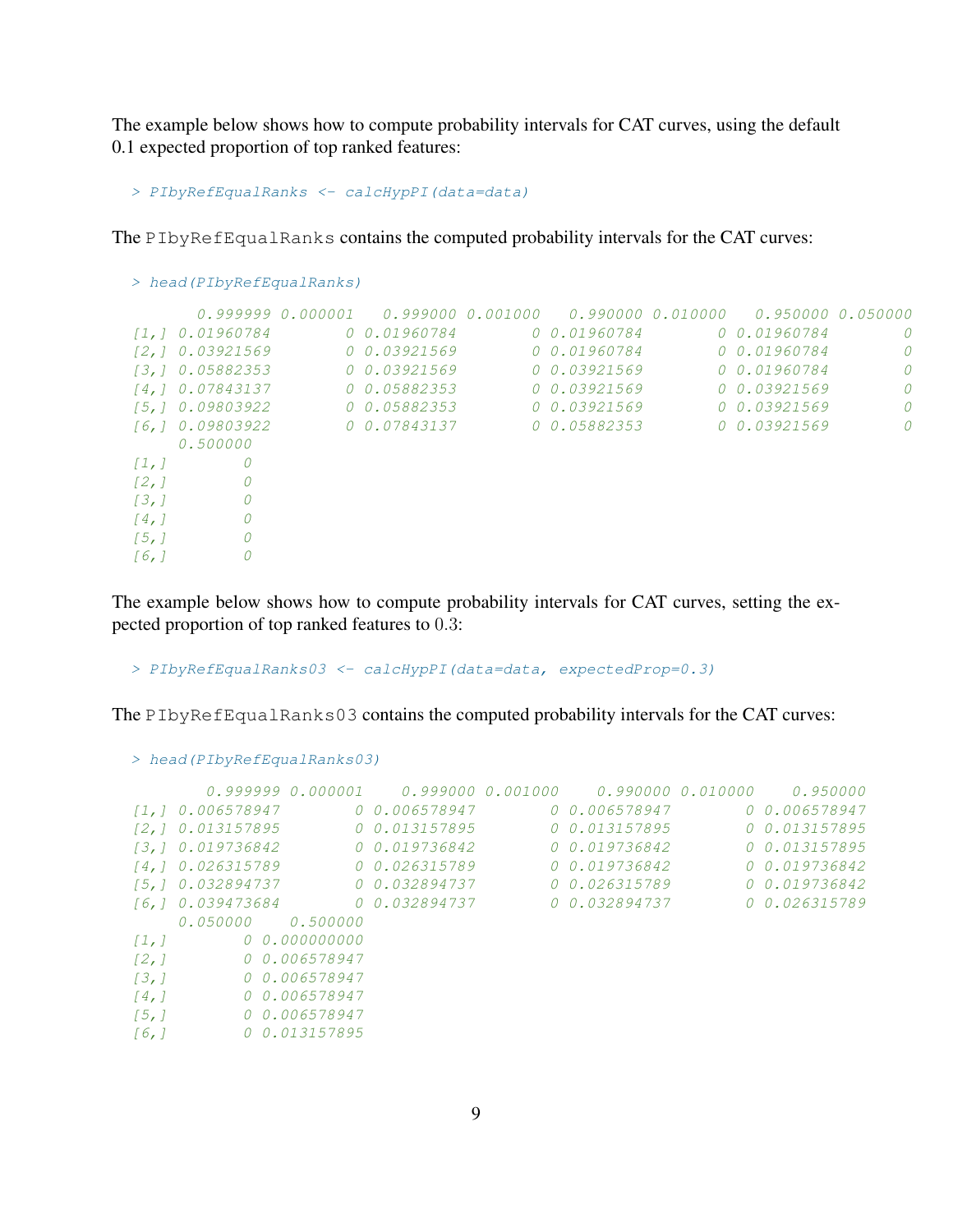The example below shows how to compute probability intervals for CAT curves, using the default 0.1 expected proportion of top ranked features:

```
> PIbyRefEqualRanks <- calcHypPI(data=data)
```

The `PIbyRefEqualRanks` contains the computed probability intervals for the CAT curves:

```
> head(PIbyRefEqualRanks)
       0.999999 0.000001   0.999000 0.001000   0.990000 0.010000   0.950000 0.050000
[1,] 0.01960784        0 0.01960784        0 0.01960784        0 0.01960784        0
[2,] 0.03921569        0 0.03921569        0 0.01960784        0 0.01960784        0
[3,] 0.05882353        0 0.03921569        0 0.03921569        0 0.01960784        0
[4,] 0.07843137        0 0.05882353        0 0.03921569        0 0.03921569        0
[5,] 0.09803922        0 0.05882353        0 0.03921569        0 0.03921569        0
[6,] 0.09803922        0 0.07843137        0 0.05882353        0 0.03921569        0
     0.500000
[1,]        0
[2,]        0
[3,]        0
[4,]        0
[5,]        0
[6,]        0
```

The example below shows how to compute probability intervals for CAT curves, setting the expected proportion of top ranked features to 0.3:

```
> PIbyRefEqualRanks03 <- calcHypPI(data=data, expectedProp=0.3)
```

The `PIbyRefEqualRanks03` contains the computed probability intervals for the CAT curves:

```
> head(PIbyRefEqualRanks03)
        0.999999 0.000001    0.999000 0.001000    0.990000 0.010000    0.950000
[1,] 0.006578947        0 0.006578947        0 0.006578947        0 0.006578947
[2,] 0.013157895        0 0.013157895        0 0.013157895        0 0.013157895
[3,] 0.019736842        0 0.019736842        0 0.019736842        0 0.013157895
[4,] 0.026315789        0 0.026315789        0 0.019736842        0 0.019736842
[5,] 0.032894737        0 0.032894737        0 0.026315789        0 0.019736842
[6,] 0.039473684        0 0.032894737        0 0.032894737        0 0.026315789
     0.050000    0.500000
[1,]        0 0.000000000
[2,]        0 0.006578947
[3,]        0 0.006578947
[4,]        0 0.006578947
[5,]        0 0.006578947
[6,]        0 0.013157895
```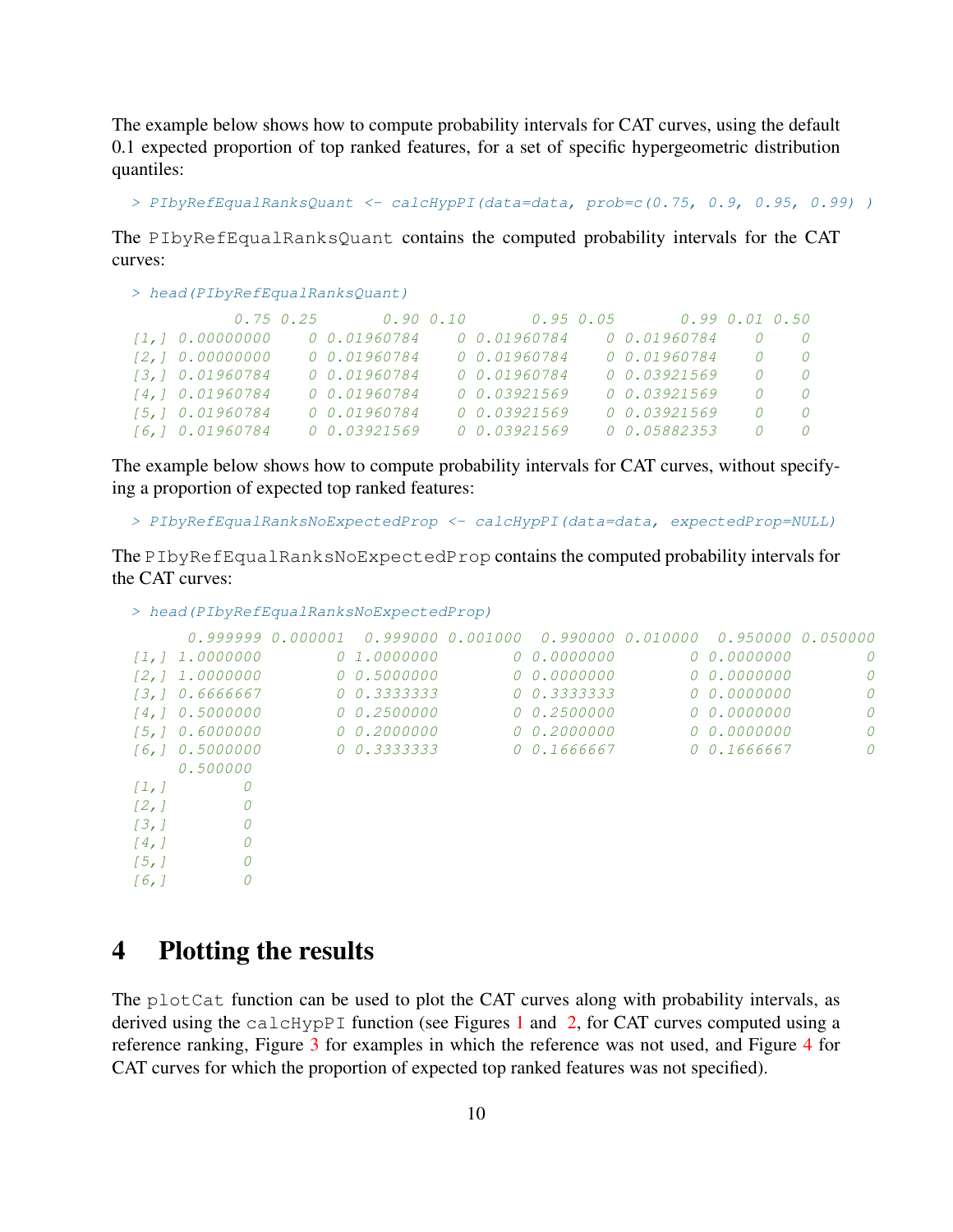The example below shows how to compute probability intervals for CAT curves, using the default 0.1 expected proportion of top ranked features, for a set of specific hypergeometric distribution quantiles:

```
> PIbyRefEqualRanksQuant <- calcHypPI(data=data, prob=c(0.75, 0.9, 0.95, 0.99) )
```

The `PIbyRefEqualRanksQuant` contains the computed probability intervals for the CAT curves:

```
> head(PIbyRefEqualRanksQuant)
           0.75 0.25       0.90 0.10       0.95 0.05       0.99 0.01 0.50
[1,] 0.00000000    0 0.01960784    0 0.01960784    0 0.01960784    0    0
[2,] 0.00000000    0 0.01960784    0 0.01960784    0 0.01960784    0    0
[3,] 0.01960784    0 0.01960784    0 0.01960784    0 0.03921569    0    0
[4,] 0.01960784    0 0.01960784    0 0.03921569    0 0.03921569    0    0
[5,] 0.01960784    0 0.01960784    0 0.03921569    0 0.03921569    0    0
[6,] 0.01960784    0 0.03921569    0 0.03921569    0 0.05882353    0    0
```

The example below shows how to compute probability intervals for CAT curves, without specifying a proportion of expected top ranked features:

```
> PIbyRefEqualRanksNoExpectedProp <- calcHypPI(data=data, expectedProp=NULL)
```

The `PIbyRefEqualRanksNoExpectedProp` contains the computed probability intervals for the CAT curves:

```
> head(PIbyRefEqualRanksNoExpectedProp)
      0.999999 0.000001  0.999000 0.001000  0.990000 0.010000  0.950000 0.050000
[1,] 1.0000000        0 1.0000000        0 0.0000000        0 0.0000000        0
[2,] 1.0000000        0 0.5000000        0 0.0000000        0 0.0000000        0
[3,] 0.6666667        0 0.3333333        0 0.3333333        0 0.0000000        0
[4,] 0.5000000        0 0.2500000        0 0.2500000        0 0.0000000        0
[5,] 0.6000000        0 0.2000000        0 0.2000000        0 0.0000000        0
[6,] 0.5000000        0 0.3333333        0 0.1666667        0 0.1666667        0
     0.500000
[1,]        0
[2,]        0
[3,]        0
[4,]        0
[5,]        0
[6,]        0
```

# 4 Plotting the results

The `plotCat` function can be used to plot the CAT curves along with probability intervals, as derived using the `calcHypPI` function (see Figures 1 and 2, for CAT curves computed using a reference ranking, Figure 3 for examples in which the reference was not used, and Figure 4 for CAT curves for which the proportion of expected top ranked features was not specified).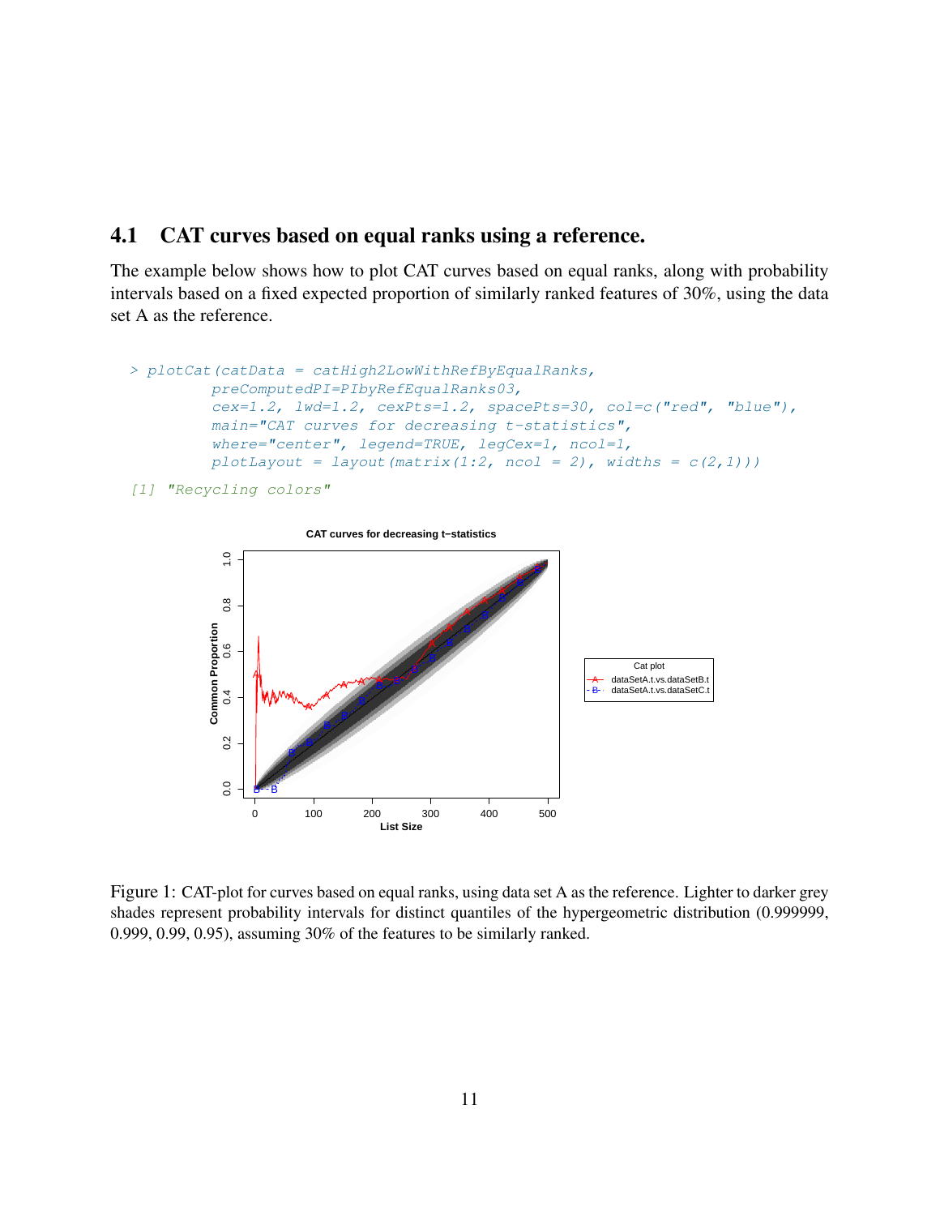## 4.1 CAT curves based on equal ranks using a reference.

The example below shows how to plot CAT curves based on equal ranks, along with probability intervals based on a fixed expected proportion of similarly ranked features of 30%, using the data set A as the reference.

```
> plotCat(catData = catHigh2LowWithRefByEqualRanks,
          preComputedPI=PIbyRefEqualRanks03,
          cex=1.2, lwd=1.2, cexPts=1.2, spacePts=30, col=c("red", "blue"),
          main="CAT curves for decreasing t-statistics",
          where="center", legend=TRUE, legCex=1, ncol=1,
          plotLayout = layout(matrix(1:2, ncol = 2), widths = c(2,1)))

[1] "Recycling colors"
```

Figure 1: CAT-plot for curves based on equal ranks, using data set A as the reference. Lighter to darker grey shades represent probability intervals for distinct quantiles of the hypergeometric distribution (0.999999, 0.999, 0.99, 0.95), assuming 30% of the features to be similarly ranked.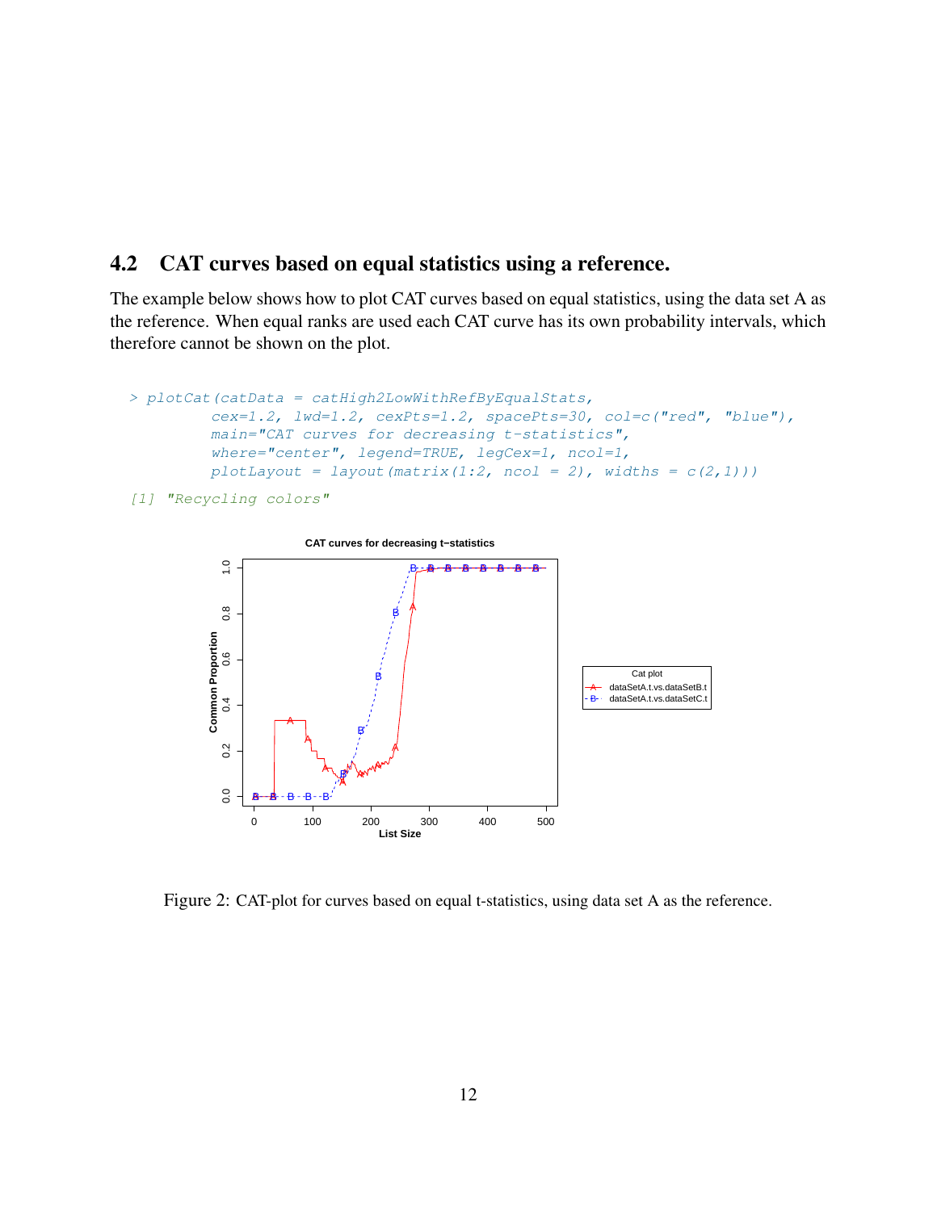## 4.2 CAT curves based on equal statistics using a reference.

The example below shows how to plot CAT curves based on equal statistics, using the data set A as the reference. When equal ranks are used each CAT curve has its own probability intervals, which therefore cannot be shown on the plot.

```
> plotCat(catData = catHigh2LowWithRefByEqualStats,
          cex=1.2, lwd=1.2, cexPts=1.2, spacePts=30, col=c("red", "blue"),
          main="CAT curves for decreasing t-statistics",
          where="center", legend=TRUE, legCex=1, ncol=1,
          plotLayout = layout(matrix(1:2, ncol = 2), widths = c(2,1)))

[1] "Recycling colors"
```

Figure 2: CAT-plot for curves based on equal t-statistics, using data set A as the reference.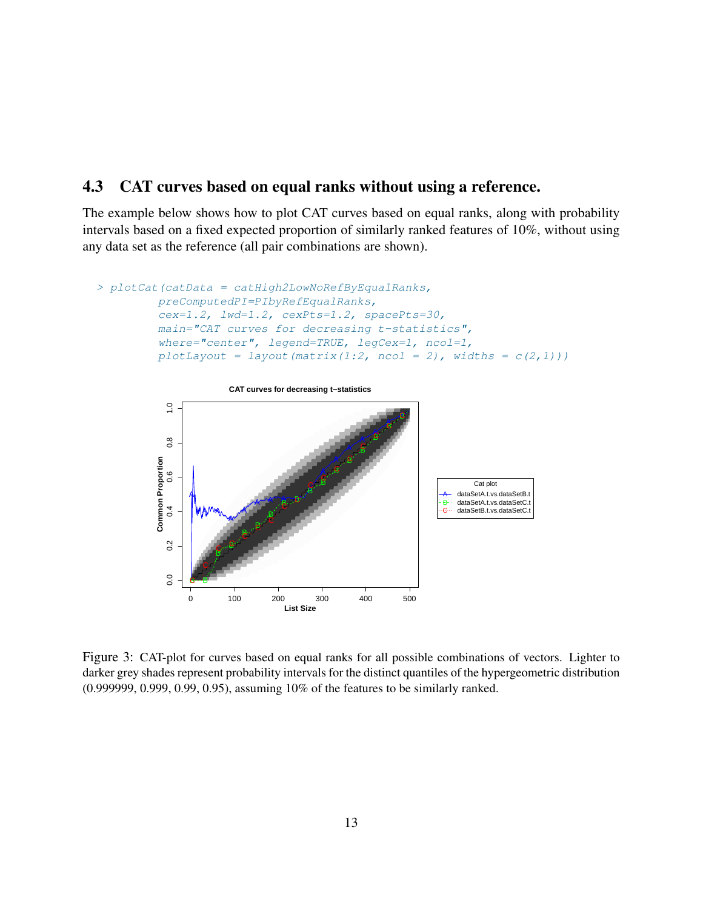## 4.3 CAT curves based on equal ranks without using a reference.

The example below shows how to plot CAT curves based on equal ranks, along with probability intervals based on a fixed expected proportion of similarly ranked features of 10%, without using any data set as the reference (all pair combinations are shown).

```
> plotCat(catData = catHigh2LowNoRefByEqualRanks,
        preComputedPI=PIbyRefEqualRanks,
        cex=1.2, lwd=1.2, cexPts=1.2, spacePts=30,
        main="CAT curves for decreasing t-statistics",
        where="center", legend=TRUE, legCex=1, ncol=1,
        plotLayout = layout(matrix(1:2, ncol = 2), widths = c(2,1)))
```

Figure 3: CAT-plot for curves based on equal ranks for all possible combinations of vectors. Lighter to darker grey shades represent probability intervals for the distinct quantiles of the hypergeometric distribution (0.999999, 0.999, 0.99, 0.95), assuming 10% of the features to be similarly ranked.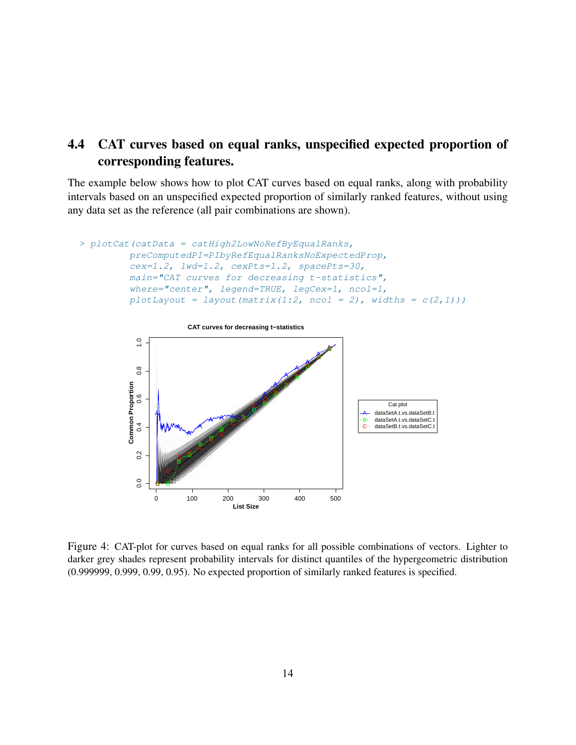## 4.4 CAT curves based on equal ranks, unspecified expected proportion of corresponding features.

The example below shows how to plot CAT curves based on equal ranks, along with probability intervals based on an unspecified expected proportion of similarly ranked features, without using any data set as the reference (all pair combinations are shown).

```
> plotCat(catData = catHigh2LowNoRefByEqualRanks,
          preComputedPI=PIbyRefEqualRanksNoExpectedProp,
          cex=1.2, lwd=1.2, cexPts=1.2, spacePts=30,
          main="CAT curves for decreasing t-statistics",
          where="center", legend=TRUE, legCex=1, ncol=1,
          plotLayout = layout(matrix(1:2, ncol = 2), widths = c(2,1)))
```

Figure 4: CAT-plot for curves based on equal ranks for all possible combinations of vectors. Lighter to darker grey shades represent probability intervals for distinct quantiles of the hypergeometric distribution (0.999999, 0.999, 0.99, 0.95). No expected proportion of similarly ranked features is specified.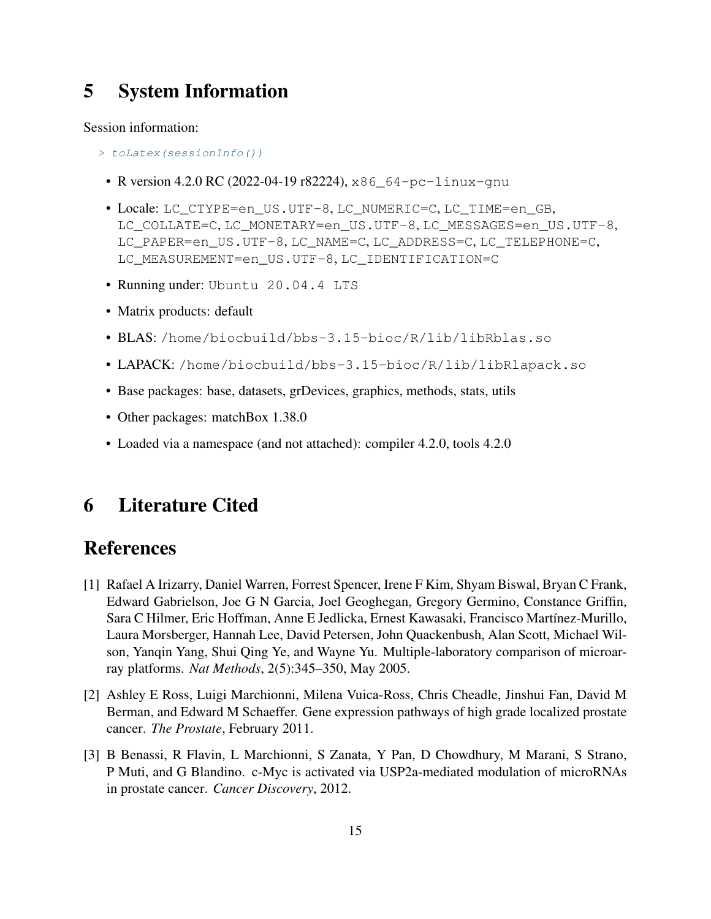# 5 System Information

Session information:

```
> toLatex(sessionInfo())
```

- R version 4.2.0 RC (2022-04-19 r82224), `x86_64-pc-linux-gnu`
- Locale: `LC_CTYPE=en_US.UTF-8`, `LC_NUMERIC=C`, `LC_TIME=en_GB`, `LC_COLLATE=C`, `LC_MONETARY=en_US.UTF-8`, `LC_MESSAGES=en_US.UTF-8`, `LC_PAPER=en_US.UTF-8`, `LC_NAME=C`, `LC_ADDRESS=C`, `LC_TELEPHONE=C`, `LC_MEASUREMENT=en_US.UTF-8`, `LC_IDENTIFICATION=C`
- Running under: `Ubuntu 20.04.4 LTS`
- Matrix products: default
- BLAS: `/home/biocbuild/bbs-3.15-bioc/R/lib/libRblas.so`
- LAPACK: `/home/biocbuild/bbs-3.15-bioc/R/lib/libRlapack.so`
- Base packages: base, datasets, grDevices, graphics, methods, stats, utils
- Other packages: matchBox 1.38.0
- Loaded via a namespace (and not attached): compiler 4.2.0, tools 4.2.0

# 6 Literature Cited

## References

[1] Rafael A Irizarry, Daniel Warren, Forrest Spencer, Irene F Kim, Shyam Biswal, Bryan C Frank, Edward Gabrielson, Joe G N Garcia, Joel Geoghegan, Gregory Germino, Constance Griffin, Sara C Hilmer, Eric Hoffman, Anne E Jedlicka, Ernest Kawasaki, Francisco Martínez-Murillo, Laura Morsberger, Hannah Lee, David Petersen, John Quackenbush, Alan Scott, Michael Wilson, Yanqin Yang, Shui Qing Ye, and Wayne Yu. Multiple-laboratory comparison of microarray platforms. *Nat Methods*, 2(5):345–350, May 2005.

[2] Ashley E Ross, Luigi Marchionni, Milena Vuica-Ross, Chris Cheadle, Jinshui Fan, David M Berman, and Edward M Schaeffer. Gene expression pathways of high grade localized prostate cancer. *The Prostate*, February 2011.

[3] B Benassi, R Flavin, L Marchionni, S Zanata, Y Pan, D Chowdhury, M Marani, S Strano, P Muti, and G Blandino. c-Myc is activated via USP2a-mediated modulation of microRNAs in prostate cancer. *Cancer Discovery*, 2012.